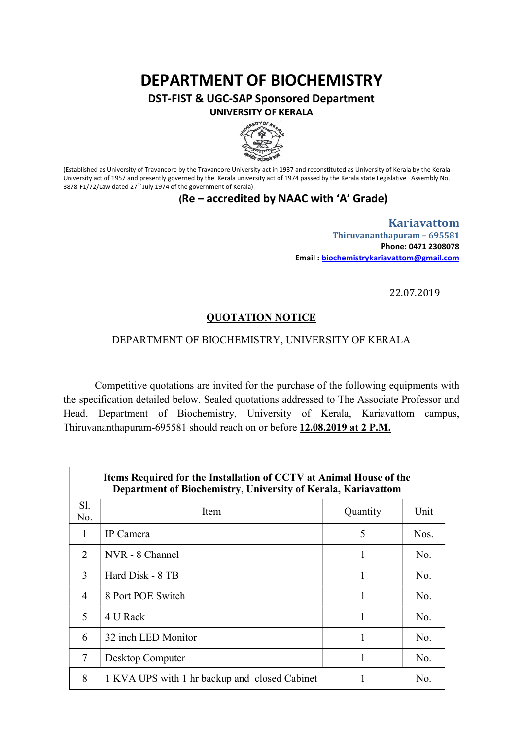# DEPARTMENT OF BIOCHEMISTRY

## DST-FIST & UGC-SAP Sponsored Department

### UNIVERSITY OF KERALA

(Established as University of Travancore by the Travancore University act in 1937 and reconstituted as University of Kerala by the Kerala University act of 1957 and presently governed by the Kerala university act of 1974 passed by the Kerala state Legislative Assembly No. 3878-F1/72/Law dated 27th July 1974 of the government of Kerala)

**(Re – accredited by NAAC with 'A' Grade)**

**Kariavattom**
**Thiruvananthapuram – 695581**
**Phone: 0471 2308078**
**Email : biochemistrykariavattom@gmail.com**

22.07.2019

**QUOTATION NOTICE**

DEPARTMENT OF BIOCHEMISTRY, UNIVERSITY OF KERALA

Competitive quotations are invited for the purchase of the following equipments with the specification detailed below. Sealed quotations addressed to The Associate Professor and Head, Department of Biochemistry, University of Kerala, Kariavattom campus, Thiruvananthapuram-695581 should reach on or before **12.08.2019 at 2 P.M.**

| **Items Required for the Installation of CCTV at Animal House of the Department of Biochemistry, University of Kerala, Kariavattom** | | | |
|---|---|---|---|
| Sl. No. | Item | Quantity | Unit |
| 1 | IP Camera | 5 | Nos. |
| 2 | NVR - 8 Channel | 1 | No. |
| 3 | Hard Disk - 8 TB | 1 | No. |
| 4 | 8 Port POE Switch | 1 | No. |
| 5 | 4 U Rack | 1 | No. |
| 6 | 32 inch LED Monitor | 1 | No. |
| 7 | Desktop Computer | 1 | No. |
| 8 | 1 KVA UPS with 1 hr backup and closed Cabinet | 1 | No. |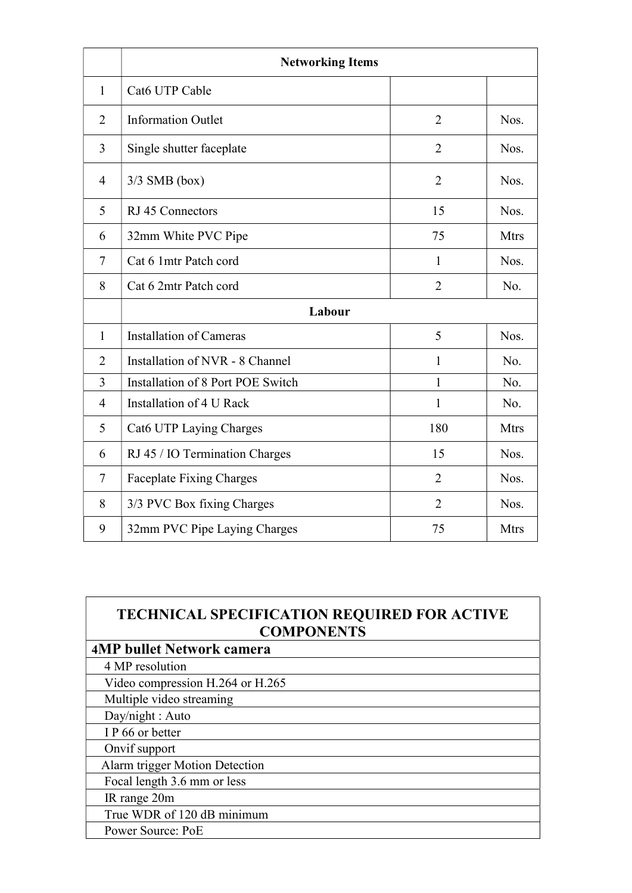| | Networking Items | | |
|---|---|---|---|
| 1 | Cat6 UTP Cable | | |
| 2 | Information Outlet | 2 | Nos. |
| 3 | Single shutter faceplate | 2 | Nos. |
| 4 | 3/3 SMB (box) | 2 | Nos. |
| 5 | RJ 45 Connectors | 15 | Nos. |
| 6 | 32mm White PVC Pipe | 75 | Mtrs |
| 7 | Cat 6 1mtr Patch cord | 1 | Nos. |
| 8 | Cat 6 2mtr Patch cord | 2 | No. |
| | **Labour** | | |
| 1 | Installation of Cameras | 5 | Nos. |
| 2 | Installation of NVR - 8 Channel | 1 | No. |
| 3 | Installation of 8 Port POE Switch | 1 | No. |
| 4 | Installation of 4 U Rack | 1 | No. |
| 5 | Cat6 UTP Laying Charges | 180 | Mtrs |
| 6 | RJ 45 / IO Termination Charges | 15 | Nos. |
| 7 | Faceplate Fixing Charges | 2 | Nos. |
| 8 | 3/3 PVC Box fixing Charges | 2 | Nos. |
| 9 | 32mm PVC Pipe Laying Charges | 75 | Mtrs |

| TECHNICAL SPECIFICATION REQUIRED FOR ACTIVE COMPONENTS |
|---|
| **4MP bullet Network camera** |
| 4 MP resolution |
| Video compression H.264 or H.265 |
| Multiple video streaming |
| Day/night : Auto |
| I P 66 or better |
| Onvif support |
| Alarm trigger Motion Detection |
| Focal length 3.6 mm or less |
| IR range 20m |
| True WDR of 120 dB minimum |
| Power Source: PoE |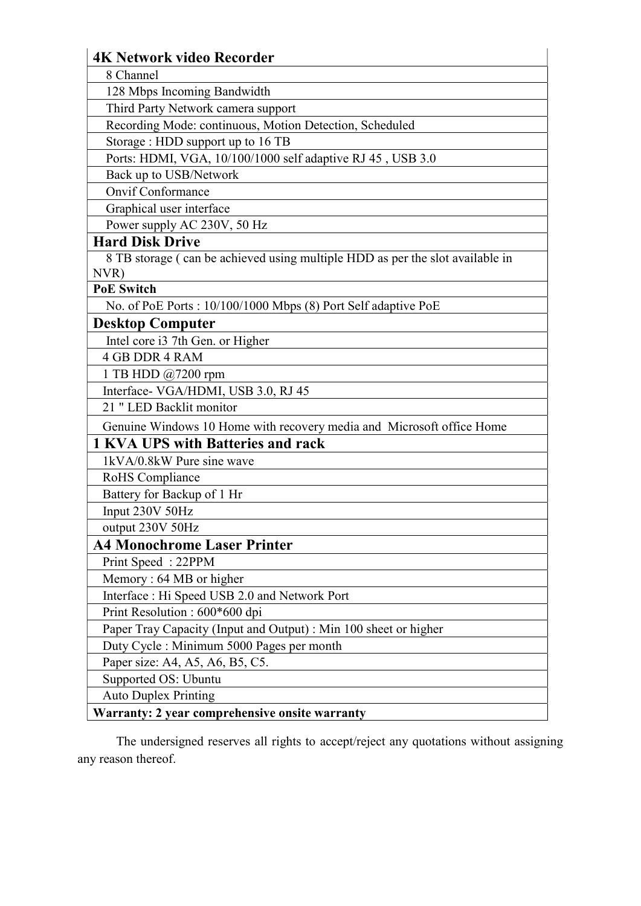| 4K Network video Recorder |
|---|
| 8 Channel |
| 128 Mbps Incoming Bandwidth |
| Third Party Network camera support |
| Recording Mode: continuous, Motion Detection, Scheduled |
| Storage : HDD support up to 16 TB |
| Ports: HDMI, VGA, 10/100/1000 self adaptive RJ 45 , USB 3.0 |
| Back up to USB/Network |
| Onvif Conformance |
| Graphical user interface |
| Power supply AC 230V, 50 Hz |
| **Hard Disk Drive** |
| 8 TB storage ( can be achieved using multiple HDD as per the slot available in NVR) |
| **PoE Switch** |
| No. of PoE Ports : 10/100/1000 Mbps (8) Port Self adaptive PoE |
| **Desktop Computer** |
| Intel core i3 7th Gen. or Higher |
| 4 GB DDR 4 RAM |
| 1 TB HDD @7200 rpm |
| Interface- VGA/HDMI, USB 3.0, RJ 45 |
| 21 " LED Backlit monitor |
| Genuine Windows 10 Home with recovery media and Microsoft office Home |
| **1 KVA UPS with Batteries and rack** |
| 1kVA/0.8kW Pure sine wave |
| RoHS Compliance |
| Battery for Backup of 1 Hr |
| Input 230V 50Hz |
| output 230V 50Hz |
| **A4 Monochrome Laser Printer** |
| Print Speed : 22PPM |
| Memory : 64 MB or higher |
| Interface : Hi Speed USB 2.0 and Network Port |
| Print Resolution : 600*600 dpi |
| Paper Tray Capacity (Input and Output) : Min 100 sheet or higher |
| Duty Cycle : Minimum 5000 Pages per month |
| Paper size: A4, A5, A6, B5, C5. |
| Supported OS: Ubuntu |
| Auto Duplex Printing |
| **Warranty: 2 year comprehensive onsite warranty** |

The undersigned reserves all rights to accept/reject any quotations without assigning any reason thereof.